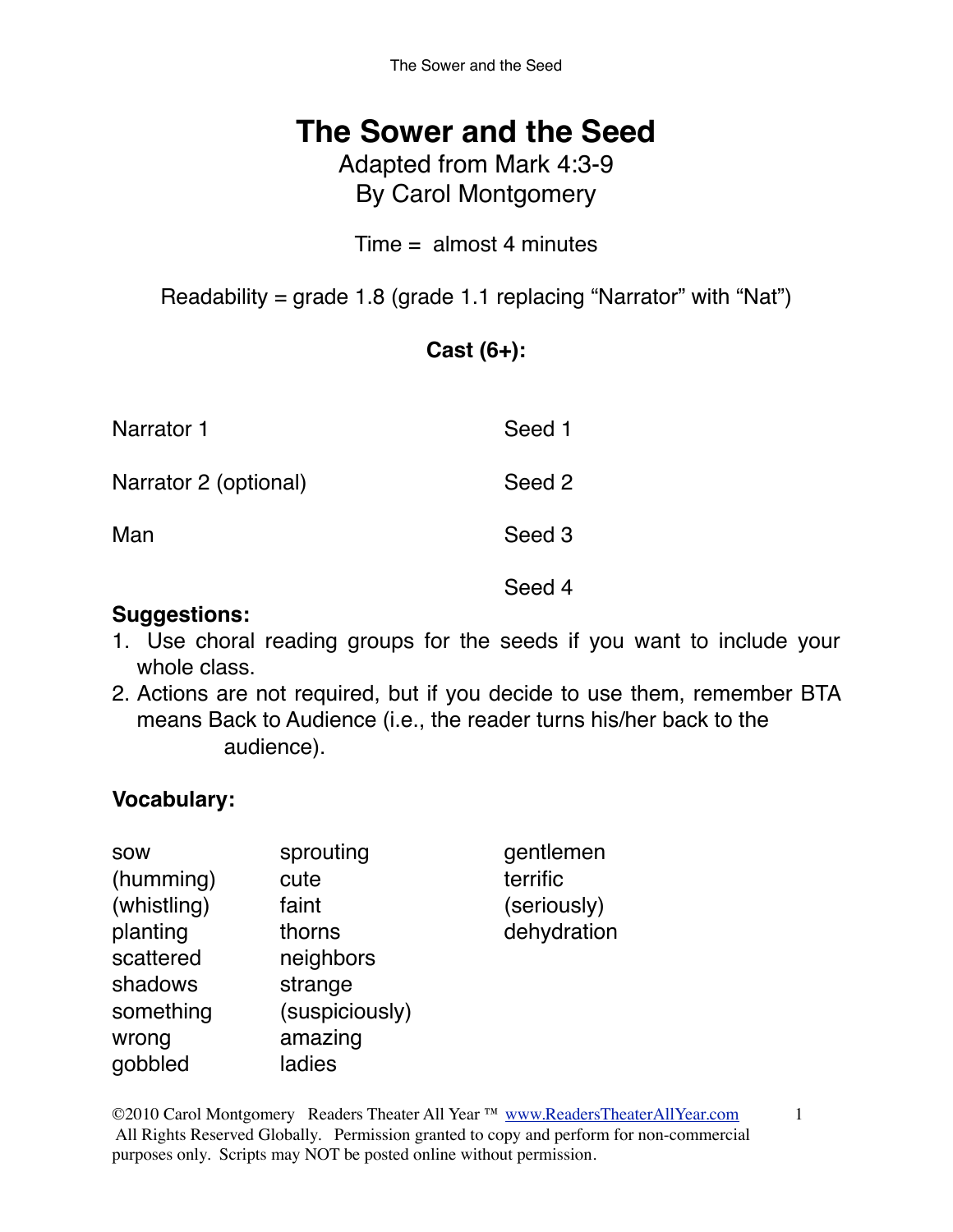# The Sower and the Seed

Adapted from Mark 4:3-9

By Carol Montgomery

Time = almost 4 minutes

Readability = grade 1.8 (grade 1.1 replacing "Narrator" with "Nat")

**Cast (6+):**

| | |
|---|---|
| Narrator 1 | Seed 1 |
| Narrator 2 (optional) | Seed 2 |
| Man | Seed 3 |
| | Seed 4 |

**Suggestions:**

1. Use choral reading groups for the seeds if you want to include your whole class.
2. Actions are not required, but if you decide to use them, remember BTA means Back to Audience (i.e., the reader turns his/her back to the audience).

**Vocabulary:**

| | | |
|---|---|---|
| sow | sprouting | gentlemen |
| (humming) | cute | terrific |
| (whistling) | faint | (seriously) |
| planting | thorns | dehydration |
| scattered | neighbors | |
| shadows | strange | |
| something | (suspiciously) | |
| wrong | amazing | |
| gobbled | ladies | |

©2010 Carol Montgomery Readers Theater All Year ™ www.ReadersTheaterAllYear.com
All Rights Reserved Globally. Permission granted to copy and perform for non-commercial purposes only. Scripts may NOT be posted online without permission.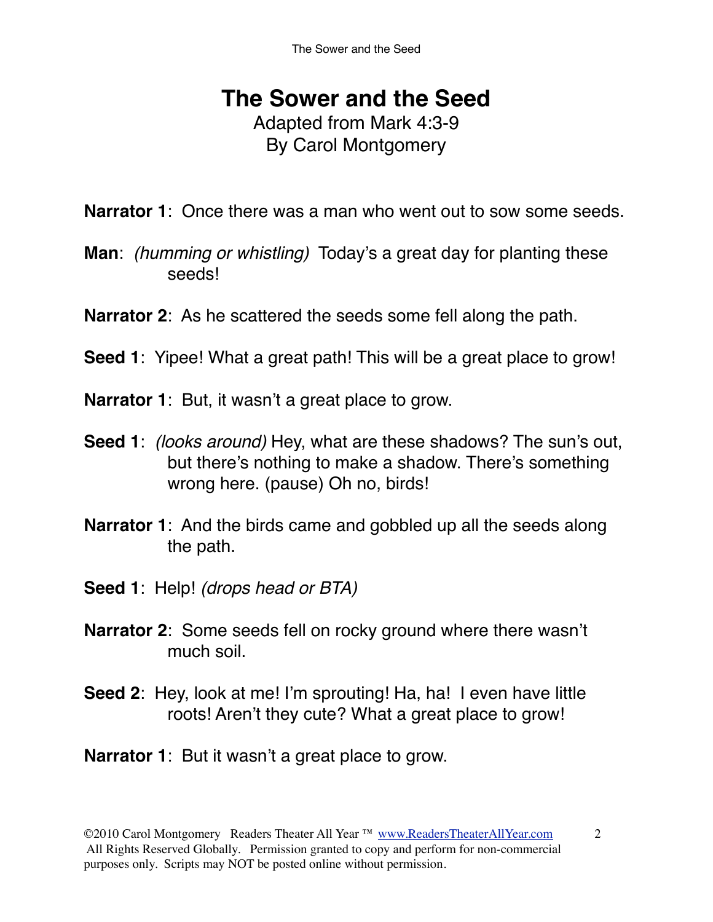# The Sower and the Seed

Adapted from Mark 4:3-9
By Carol Montgomery

**Narrator 1**: Once there was a man who went out to sow some seeds.

**Man**: *(humming or whistling)* Today's a great day for planting these seeds!

**Narrator 2**: As he scattered the seeds some fell along the path.

**Seed 1**: Yipee! What a great path! This will be a great place to grow!

**Narrator 1**: But, it wasn't a great place to grow.

**Seed 1**: *(looks around)* Hey, what are these shadows? The sun's out, but there's nothing to make a shadow. There's something wrong here. (pause) Oh no, birds!

**Narrator 1**: And the birds came and gobbled up all the seeds along the path.

**Seed 1**: Help! *(drops head or BTA)*

**Narrator 2**: Some seeds fell on rocky ground where there wasn't much soil.

**Seed 2**: Hey, look at me! I'm sprouting! Ha, ha! I even have little roots! Aren't they cute? What a great place to grow!

**Narrator 1**: But it wasn't a great place to grow.

©2010 Carol Montgomery Readers Theater All Year ™ www.ReadersTheaterAllYear.com
All Rights Reserved Globally. Permission granted to copy and perform for non-commercial purposes only. Scripts may NOT be posted online without permission.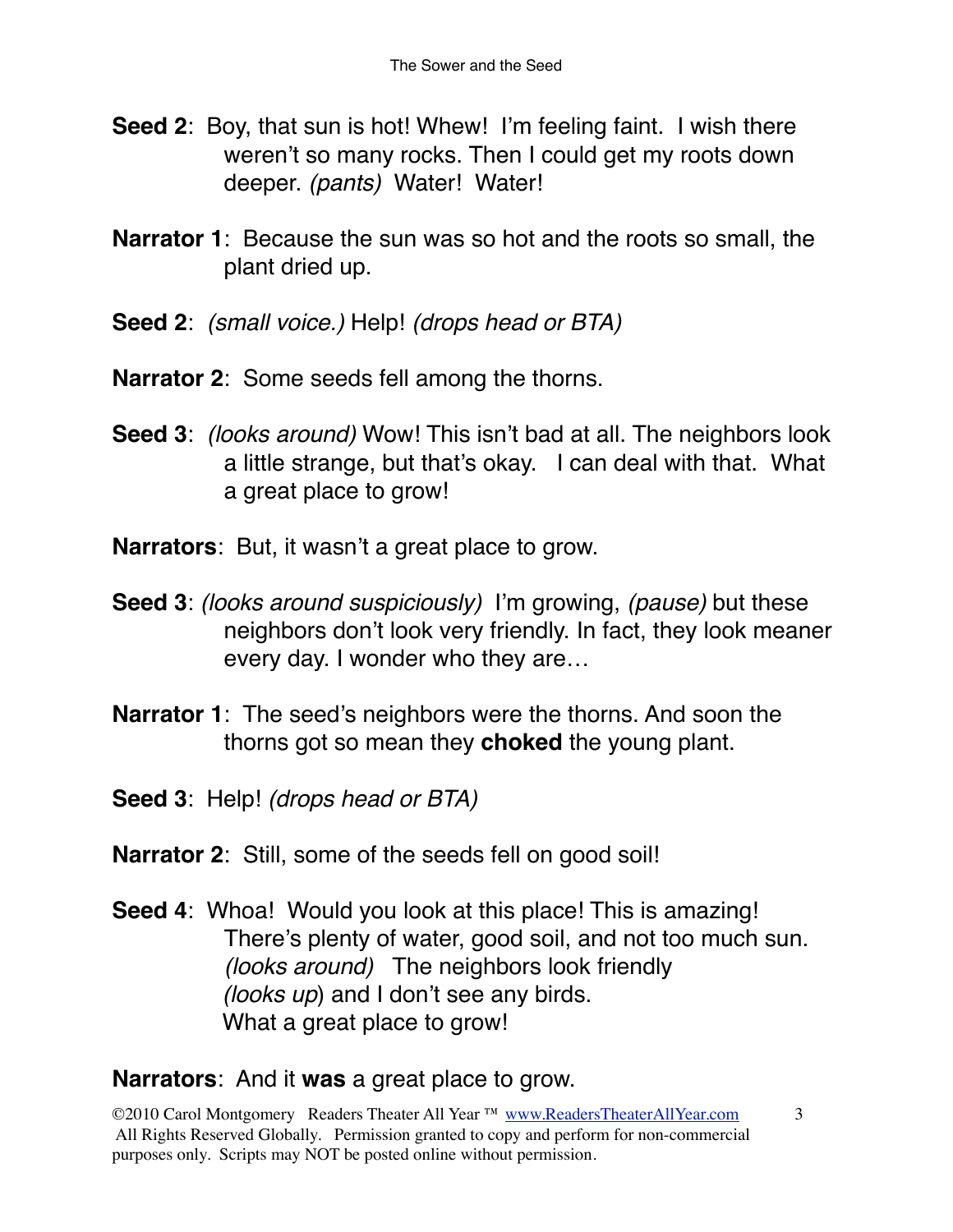**Seed 2**: Boy, that sun is hot! Whew! I'm feeling faint. I wish there weren't so many rocks. Then I could get my roots down deeper. *(pants)* Water! Water!

**Narrator 1**: Because the sun was so hot and the roots so small, the plant dried up.

**Seed 2**: *(small voice.)* Help! *(drops head or BTA)*

**Narrator 2**: Some seeds fell among the thorns.

**Seed 3**: *(looks around)* Wow! This isn't bad at all. The neighbors look a little strange, but that's okay. I can deal with that. What a great place to grow!

**Narrators**: But, it wasn't a great place to grow.

**Seed 3**: *(looks around suspiciously)* I'm growing, *(pause)* but these neighbors don't look very friendly. In fact, they look meaner every day. I wonder who they are…

**Narrator 1**: The seed's neighbors were the thorns. And soon the thorns got so mean they **choked** the young plant.

**Seed 3**: Help! *(drops head or BTA)*

**Narrator 2**: Still, some of the seeds fell on good soil!

**Seed 4**: Whoa! Would you look at this place! This is amazing! There's plenty of water, good soil, and not too much sun. *(looks around)* The neighbors look friendly *(looks up)* and I don't see any birds. What a great place to grow!

**Narrators**: And it **was** a great place to grow.

©2010 Carol Montgomery Readers Theater All Year ™ www.ReadersTheaterAllYear.com
All Rights Reserved Globally. Permission granted to copy and perform for non-commercial purposes only. Scripts may NOT be posted online without permission.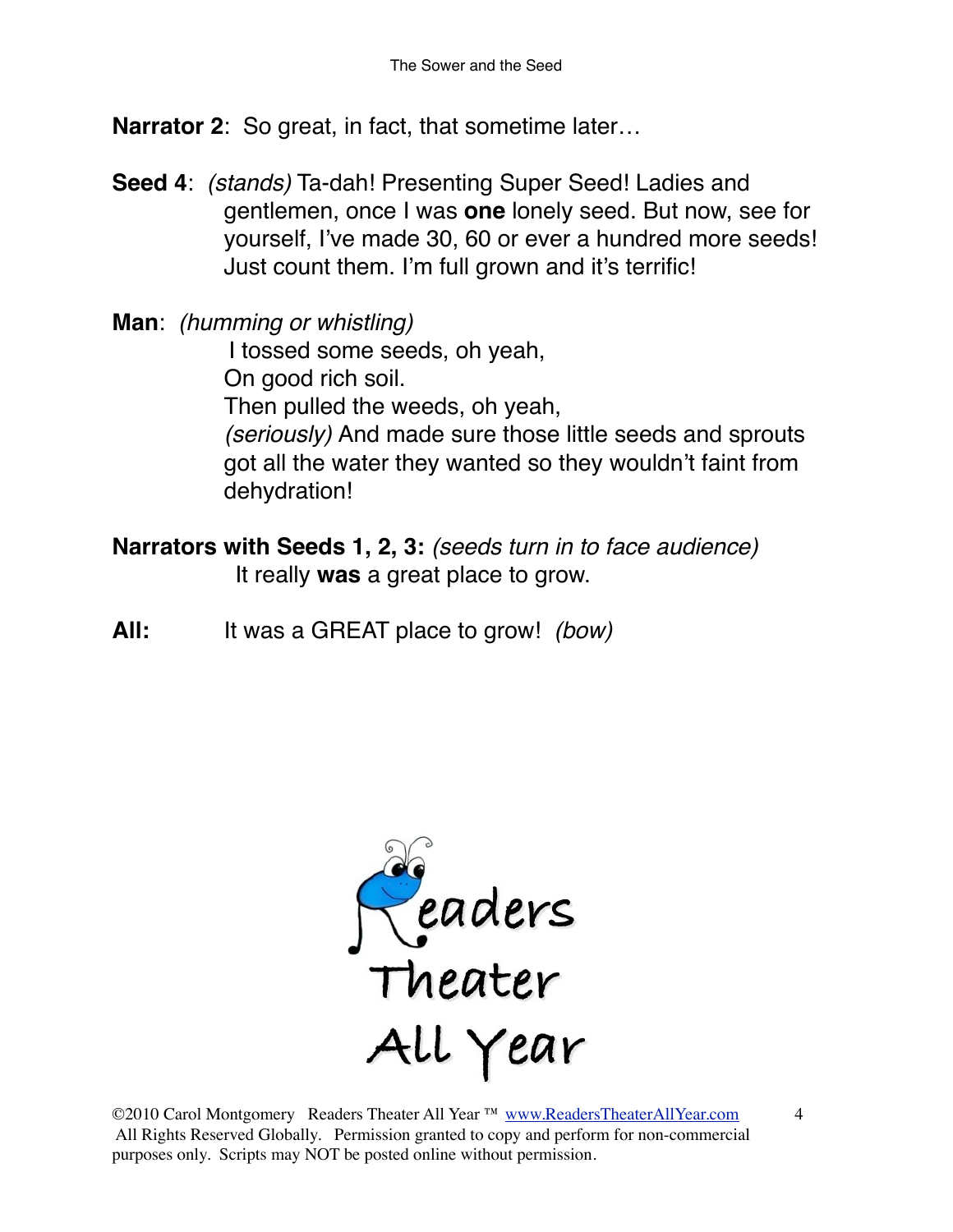**Narrator 2**: So great, in fact, that sometime later…

**Seed 4**: *(stands)* Ta-dah! Presenting Super Seed! Ladies and gentlemen, once I was **one** lonely seed. But now, see for yourself, I've made 30, 60 or ever a hundred more seeds! Just count them. I'm full grown and it's terrific!

**Man**: *(humming or whistling)*
I tossed some seeds, oh yeah,
On good rich soil.
Then pulled the weeds, oh yeah,
*(seriously)* And made sure those little seeds and sprouts got all the water they wanted so they wouldn't faint from dehydration!

**Narrators with Seeds 1, 2, 3:** *(seeds turn in to face audience)*
It really **was** a great place to grow.

**All:** It was a GREAT place to grow! *(bow)*

Readers Theater All Year

©2010 Carol Montgomery Readers Theater All Year ™ www.ReadersTheaterAllYear.com
All Rights Reserved Globally. Permission granted to copy and perform for non-commercial purposes only. Scripts may NOT be posted online without permission.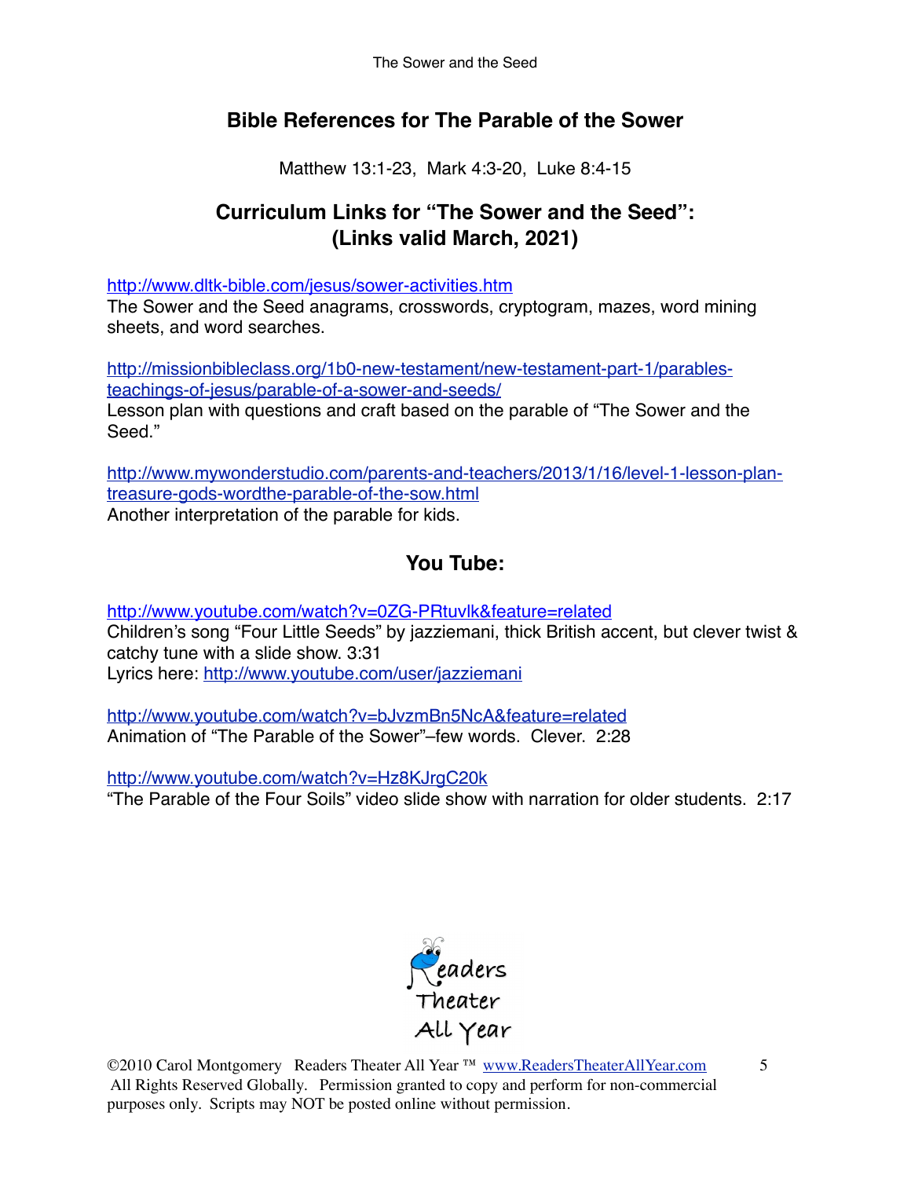## Bible References for The Parable of the Sower

Matthew 13:1-23, Mark 4:3-20, Luke 8:4-15

## Curriculum Links for "The Sower and the Seed": (Links valid March, 2021)

http://www.dltk-bible.com/jesus/sower-activities.htm
The Sower and the Seed anagrams, crosswords, cryptogram, mazes, word mining sheets, and word searches.

http://missionbibleclass.org/1b0-new-testament/new-testament-part-1/parables-teachings-of-jesus/parable-of-a-sower-and-seeds/
Lesson plan with questions and craft based on the parable of "The Sower and the Seed."

http://www.mywonderstudio.com/parents-and-teachers/2013/1/16/level-1-lesson-plan-treasure-gods-wordthe-parable-of-the-sow.html
Another interpretation of the parable for kids.

## You Tube:

http://www.youtube.com/watch?v=0ZG-PRtuvlk&feature=related
Children's song "Four Little Seeds" by jazziemani, thick British accent, but clever twist & catchy tune with a slide show. 3:31
Lyrics here: http://www.youtube.com/user/jazziemani

http://www.youtube.com/watch?v=bJvzmBn5NcA&feature=related
Animation of "The Parable of the Sower"–few words. Clever. 2:28

http://www.youtube.com/watch?v=Hz8KJrgC20k
"The Parable of the Four Soils" video slide show with narration for older students. 2:17

Readers Theater All Year

©2010 Carol Montgomery Readers Theater All Year ™ www.ReadersTheaterAllYear.com
All Rights Reserved Globally. Permission granted to copy and perform for non-commercial purposes only. Scripts may NOT be posted online without permission.